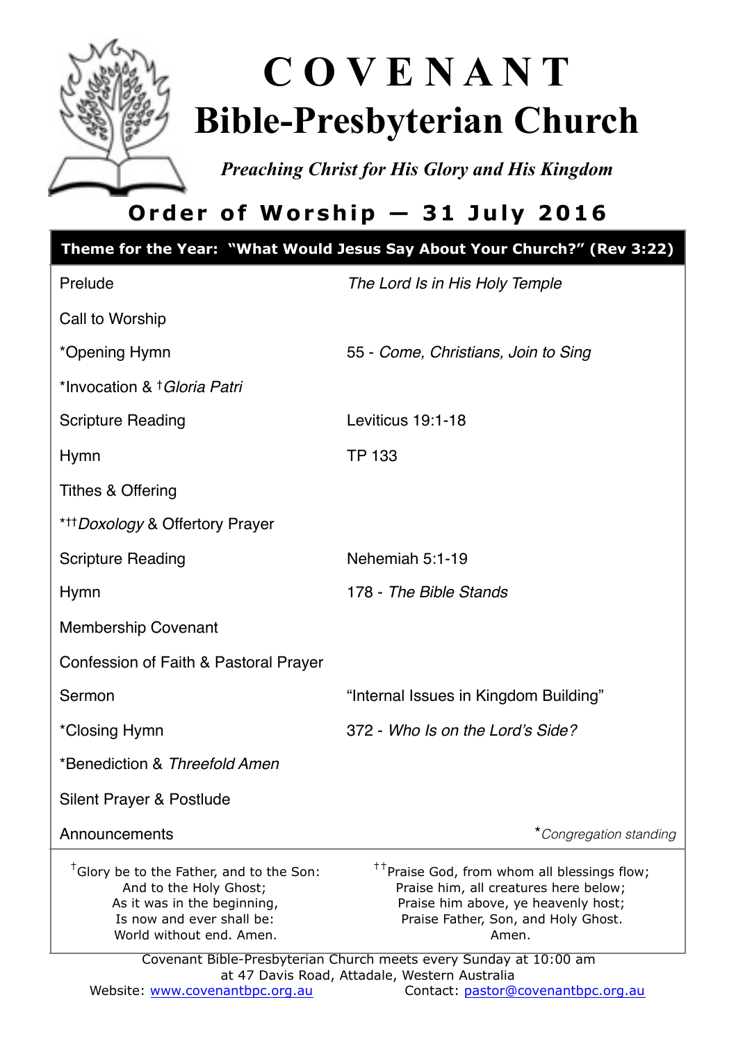# COVENANT Bible-Presbyterian Church

*Preaching Christ for His Glory and His Kingdom*

## Order of Worship — 31 July 2016

**Theme for the Year: "What Would Jesus Say About Your Church?" (Rev 3:22)**

| | |
|---|---|
| Prelude | *The Lord Is in His Holy Temple* |
| Call to Worship | |
| *Opening Hymn | 55 - *Come, Christians, Join to Sing* |
| *Invocation & †*Gloria Patri* | |
| Scripture Reading | Leviticus 19:1-18 |
| Hymn | TP 133 |
| Tithes & Offering | |
| *††*Doxology* & Offertory Prayer | |
| Scripture Reading | Nehemiah 5:1-19 |
| Hymn | 178 - *The Bible Stands* |
| Membership Covenant | |
| Confession of Faith & Pastoral Prayer | |
| Sermon | "Internal Issues in Kingdom Building" |
| *Closing Hymn | 372 - *Who Is on the Lord's Side?* |
| *Benediction & *Threefold Amen* | |
| Silent Prayer & Postlude | |
| Announcements | **Congregation standing* |

†Glory be to the Father, and to the Son:
And to the Holy Ghost;
As it was in the beginning,
Is now and ever shall be:
World without end. Amen.

††Praise God, from whom all blessings flow;
Praise him, all creatures here below;
Praise him above, ye heavenly host;
Praise Father, Son, and Holy Ghost.
Amen.

Covenant Bible-Presbyterian Church meets every Sunday at 10:00 am
at 47 Davis Road, Attadale, Western Australia

Website: www.covenantbpc.org.au Contact: pastor@covenantbpc.org.au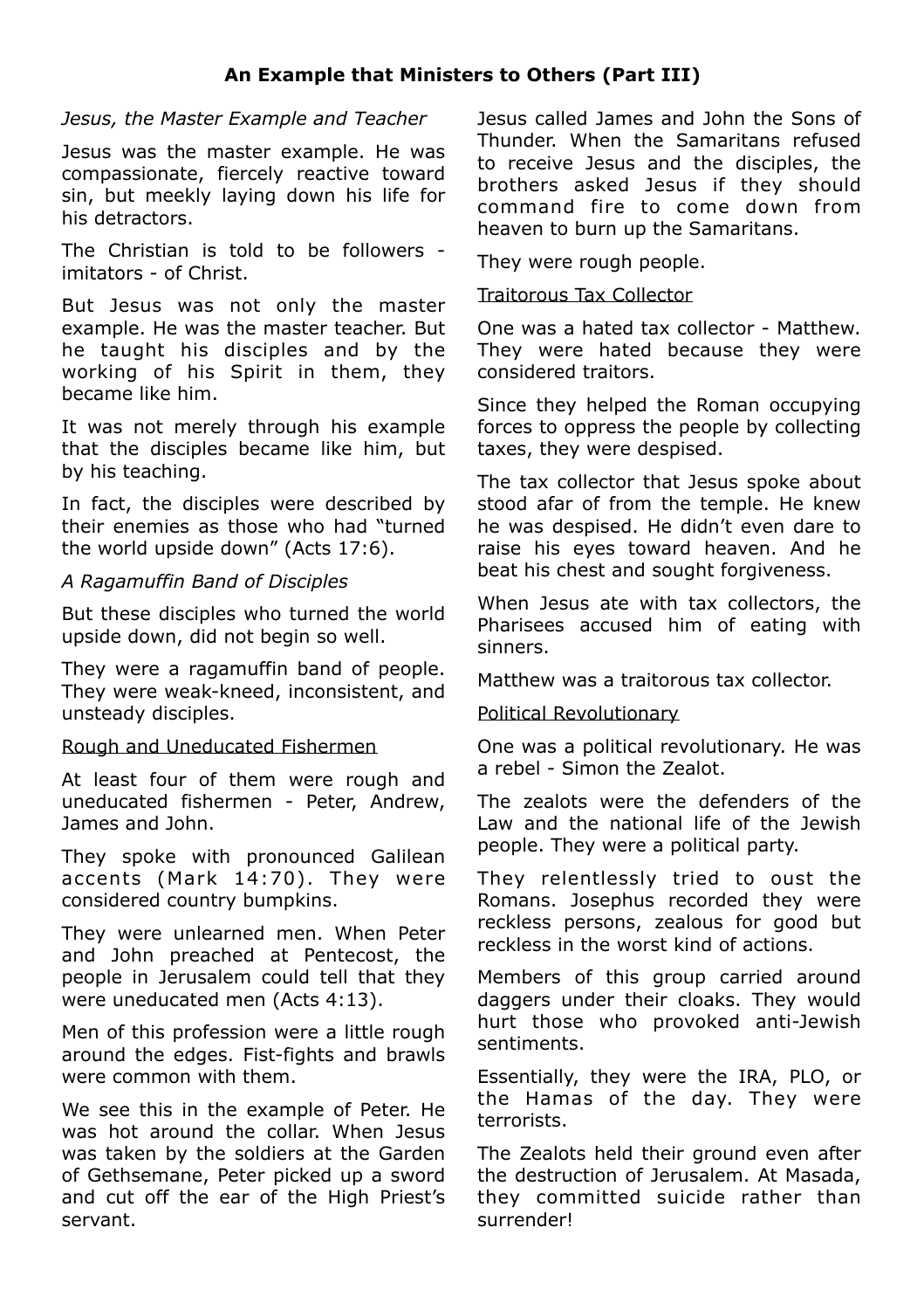# An Example that Ministers to Others (Part III)

*Jesus, the Master Example and Teacher*

Jesus was the master example. He was compassionate, fiercely reactive toward sin, but meekly laying down his life for his detractors.

The Christian is told to be followers - imitators - of Christ.

But Jesus was not only the master example. He was the master teacher. But he taught his disciples and by the working of his Spirit in them, they became like him.

It was not merely through his example that the disciples became like him, but by his teaching.

In fact, the disciples were described by their enemies as those who had "turned the world upside down" (Acts 17:6).

*A Ragamuffin Band of Disciples*

But these disciples who turned the world upside down, did not begin so well.

They were a ragamuffin band of people. They were weak-kneed, inconsistent, and unsteady disciples.

<u>Rough and Uneducated Fishermen</u>

At least four of them were rough and uneducated fishermen - Peter, Andrew, James and John.

They spoke with pronounced Galilean accents (Mark 14:70). They were considered country bumpkins.

They were unlearned men. When Peter and John preached at Pentecost, the people in Jerusalem could tell that they were uneducated men (Acts 4:13).

Men of this profession were a little rough around the edges. Fist-fights and brawls were common with them.

We see this in the example of Peter. He was hot around the collar. When Jesus was taken by the soldiers at the Garden of Gethsemane, Peter picked up a sword and cut off the ear of the High Priest's servant.

Jesus called James and John the Sons of Thunder. When the Samaritans refused to receive Jesus and the disciples, the brothers asked Jesus if they should command fire to come down from heaven to burn up the Samaritans.

They were rough people.

<u>Traitorous Tax Collector</u>

One was a hated tax collector - Matthew. They were hated because they were considered traitors.

Since they helped the Roman occupying forces to oppress the people by collecting taxes, they were despised.

The tax collector that Jesus spoke about stood afar of from the temple. He knew he was despised. He didn't even dare to raise his eyes toward heaven. And he beat his chest and sought forgiveness.

When Jesus ate with tax collectors, the Pharisees accused him of eating with sinners.

Matthew was a traitorous tax collector.

<u>Political Revolutionary</u>

One was a political revolutionary. He was a rebel - Simon the Zealot.

The zealots were the defenders of the Law and the national life of the Jewish people. They were a political party.

They relentlessly tried to oust the Romans. Josephus recorded they were reckless persons, zealous for good but reckless in the worst kind of actions.

Members of this group carried around daggers under their cloaks. They would hurt those who provoked anti-Jewish sentiments.

Essentially, they were the IRA, PLO, or the Hamas of the day. They were terrorists.

The Zealots held their ground even after the destruction of Jerusalem. At Masada, they committed suicide rather than surrender!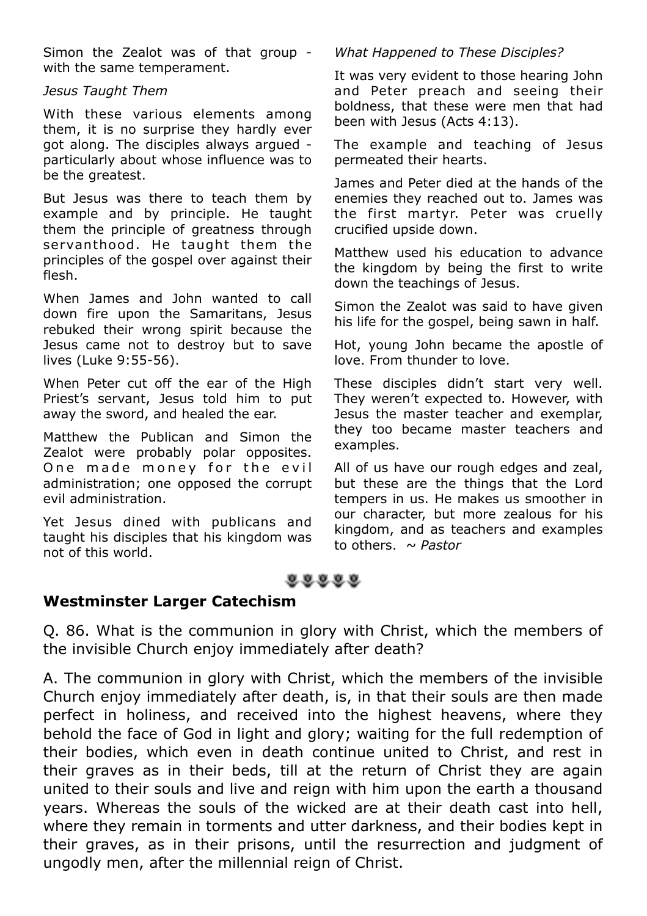Simon the Zealot was of that group - with the same temperament.

*Jesus Taught Them*

With these various elements among them, it is no surprise they hardly ever got along. The disciples always argued - particularly about whose influence was to be the greatest.

But Jesus was there to teach them by example and by principle. He taught them the principle of greatness through servanthood. He taught them the principles of the gospel over against their flesh.

When James and John wanted to call down fire upon the Samaritans, Jesus rebuked their wrong spirit because the Jesus came not to destroy but to save lives (Luke 9:55-56).

When Peter cut off the ear of the High Priest's servant, Jesus told him to put away the sword, and healed the ear.

Matthew the Publican and Simon the Zealot were probably polar opposites. One made money for the evil administration; one opposed the corrupt evil administration.

Yet Jesus dined with publicans and taught his disciples that his kingdom was not of this world.

*What Happened to These Disciples?*

It was very evident to those hearing John and Peter preach and seeing their boldness, that these were men that had been with Jesus (Acts 4:13).

The example and teaching of Jesus permeated their hearts.

James and Peter died at the hands of the enemies they reached out to. James was the first martyr. Peter was cruelly crucified upside down.

Matthew used his education to advance the kingdom by being the first to write down the teachings of Jesus.

Simon the Zealot was said to have given his life for the gospel, being sawn in half.

Hot, young John became the apostle of love. From thunder to love.

These disciples didn't start very well. They weren't expected to. However, with Jesus the master teacher and exemplar, they too became master teachers and examples.

All of us have our rough edges and zeal, but these are the things that the Lord tempers in us. He makes us smoother in our character, but more zealous for his kingdom, and as teachers and examples to others. *~ Pastor*

## Westminster Larger Catechism

Q. 86. What is the communion in glory with Christ, which the members of the invisible Church enjoy immediately after death?

A. The communion in glory with Christ, which the members of the invisible Church enjoy immediately after death, is, in that their souls are then made perfect in holiness, and received into the highest heavens, where they behold the face of God in light and glory; waiting for the full redemption of their bodies, which even in death continue united to Christ, and rest in their graves as in their beds, till at the return of Christ they are again united to their souls and live and reign with him upon the earth a thousand years. Whereas the souls of the wicked are at their death cast into hell, where they remain in torments and utter darkness, and their bodies kept in their graves, as in their prisons, until the resurrection and judgment of ungodly men, after the millennial reign of Christ.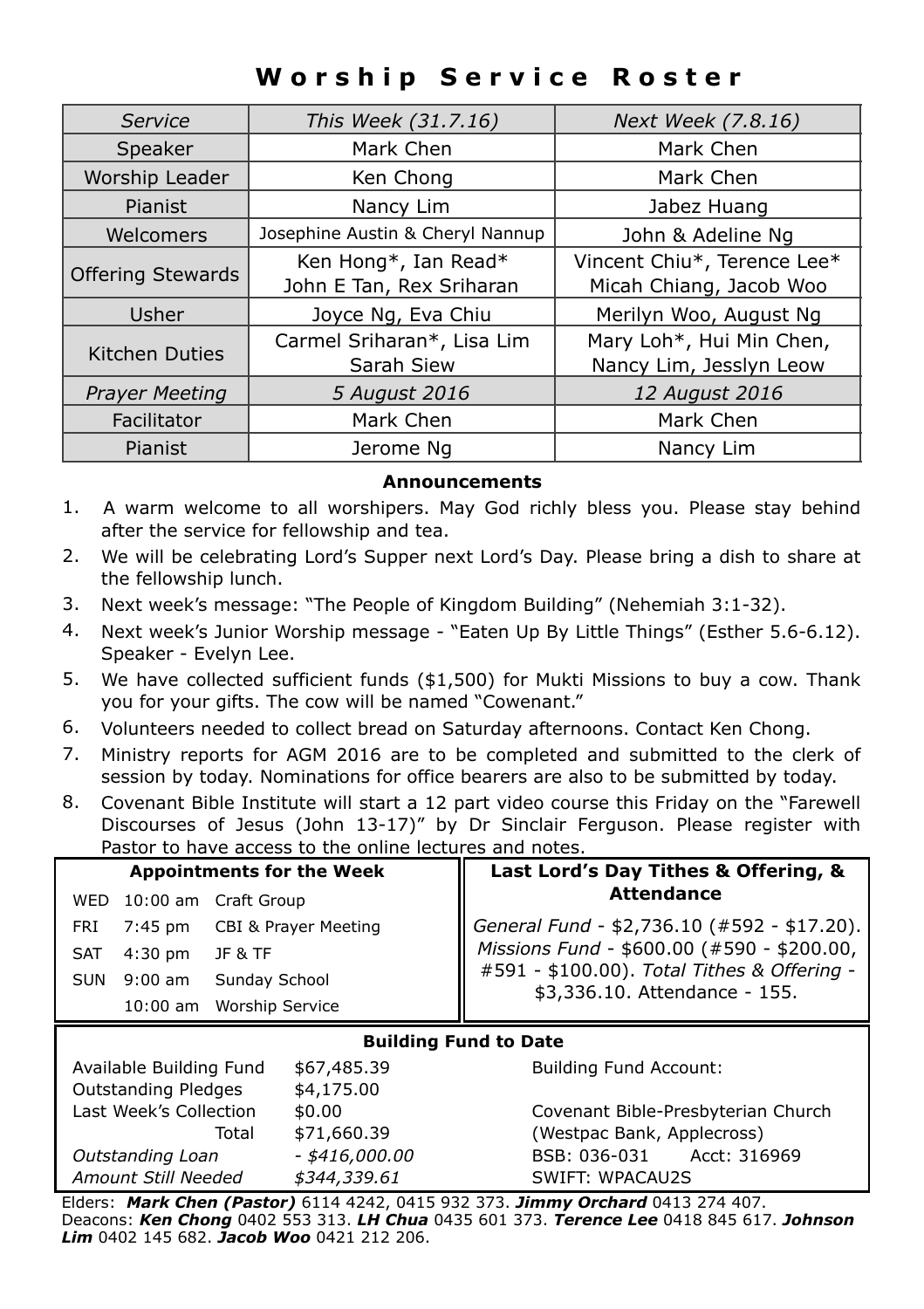# Worship Service Roster

| *Service* | *This Week (31.7.16)* | *Next Week (7.8.16)* |
|---|---|---|
| Speaker | Mark Chen | Mark Chen |
| Worship Leader | Ken Chong | Mark Chen |
| Pianist | Nancy Lim | Jabez Huang |
| Welcomers | Josephine Austin & Cheryl Nannup | John & Adeline Ng |
| Offering Stewards | Ken Hong*, Ian Read* John E Tan, Rex Sriharan | Vincent Chiu*, Terence Lee* Micah Chiang, Jacob Woo |
| Usher | Joyce Ng, Eva Chiu | Merilyn Woo, August Ng |
| Kitchen Duties | Carmel Sriharan*, Lisa Lim Sarah Siew | Mary Loh*, Hui Min Chen, Nancy Lim, Jesslyn Leow |
| *Prayer Meeting* | *5 August 2016* | *12 August 2016* |
| Facilitator | Mark Chen | Mark Chen |
| Pianist | Jerome Ng | Nancy Lim |

## Announcements

1. A warm welcome to all worshipers. May God richly bless you. Please stay behind after the service for fellowship and tea.
2. We will be celebrating Lord's Supper next Lord's Day. Please bring a dish to share at the fellowship lunch.
3. Next week's message: "The People of Kingdom Building" (Nehemiah 3:1-32).
4. Next week's Junior Worship message - "Eaten Up By Little Things" (Esther 5.6-6.12). Speaker - Evelyn Lee.
5. We have collected sufficient funds ($1,500) for Mukti Missions to buy a cow. Thank you for your gifts. The cow will be named "Cowenant."
6. Volunteers needed to collect bread on Saturday afternoons. Contact Ken Chong.
7. Ministry reports for AGM 2016 are to be completed and submitted to the clerk of session by today. Nominations for office bearers are also to be submitted by today.
8. Covenant Bible Institute will start a 12 part video course this Friday on the "Farewell Discourses of Jesus (John 13-17)" by Dr Sinclair Ferguson. Please register with Pastor to have access to the online lectures and notes.

### Appointments for the Week

| | | |
|---|---|---|
| WED | 10:00 am | Craft Group |
| FRI | 7:45 pm | CBI & Prayer Meeting |
| SAT | 4:30 pm | JF & TF |
| SUN | 9:00 am | Sunday School |
| | 10:00 am | Worship Service |

### Last Lord's Day Tithes & Offering, & Attendance

*General Fund* - $2,736.10 (#592 - $17.20). *Missions Fund* - $600.00 (#590 - $200.00, #591 - $100.00). *Total Tithes & Offering* - $3,336.10. Attendance - 155.

### Building Fund to Date

| | | |
|---|---|---|
| Available Building Fund | $67,485.39 | Building Fund Account: |
| Outstanding Pledges | $4,175.00 | |
| Last Week's Collection | $0.00 | Covenant Bible-Presbyterian Church |
| Total | $71,660.39 | (Westpac Bank, Applecross) |
| *Outstanding Loan* | *- $416,000.00* | BSB: 036-031 Acct: 316969 |
| *Amount Still Needed* | *$344,339.61* | SWIFT: WPACAU2S |

Elders: ***Mark Chen (Pastor)*** 6114 4242, 0415 932 373. ***Jimmy Orchard*** 0413 274 407.
Deacons: ***Ken Chong*** 0402 553 313. ***LH Chua*** 0435 601 373. ***Terence Lee*** 0418 845 617. ***Johnson Lim*** 0402 145 682. ***Jacob Woo*** 0421 212 206.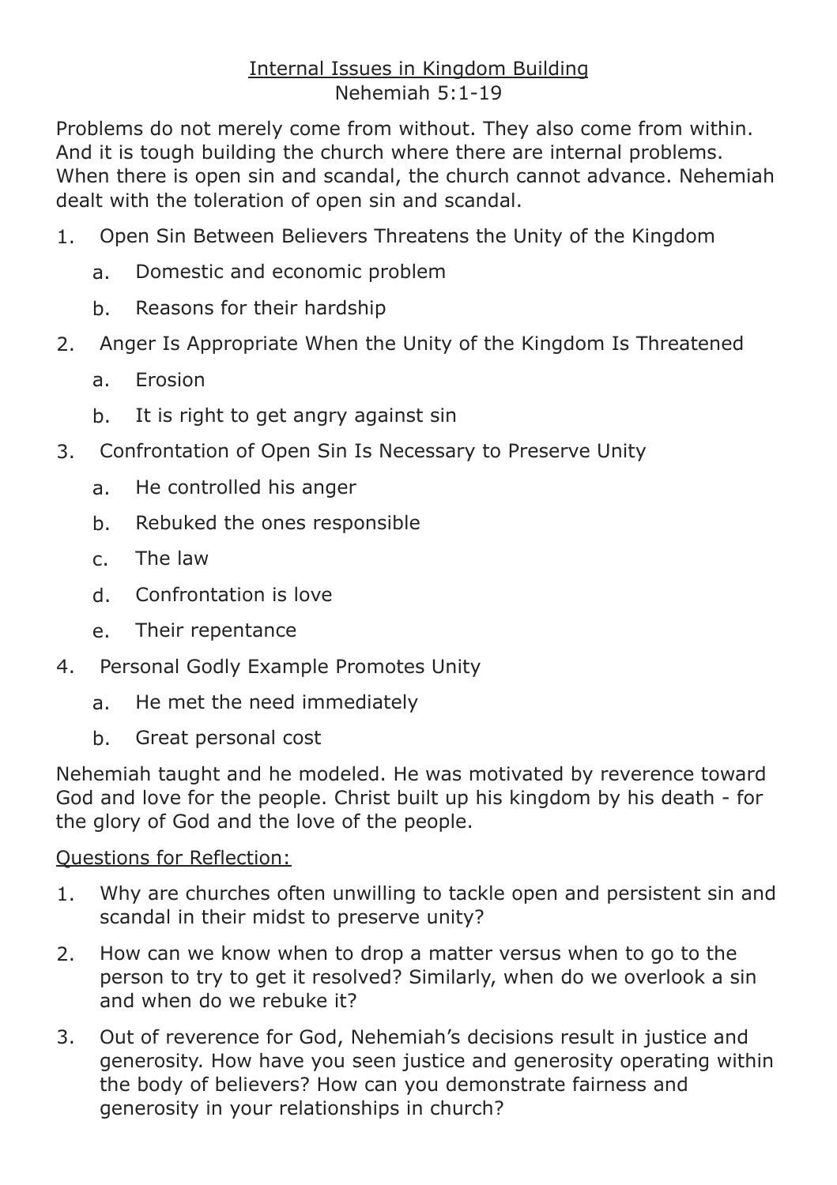# Internal Issues in Kingdom Building
## Nehemiah 5:1-19

Problems do not merely come from without. They also come from within. And it is tough building the church where there are internal problems. When there is open sin and scandal, the church cannot advance. Nehemiah dealt with the toleration of open sin and scandal.

1. Open Sin Between Believers Threatens the Unity of the Kingdom
   a. Domestic and economic problem
   b. Reasons for their hardship
2. Anger Is Appropriate When the Unity of the Kingdom Is Threatened
   a. Erosion
   b. It is right to get angry against sin
3. Confrontation of Open Sin Is Necessary to Preserve Unity
   a. He controlled his anger
   b. Rebuked the ones responsible
   c. The law
   d. Confrontation is love
   e. Their repentance
4. Personal Godly Example Promotes Unity
   a. He met the need immediately
   b. Great personal cost

Nehemiah taught and he modeled. He was motivated by reverence toward God and love for the people. Christ built up his kingdom by his death - for the glory of God and the love of the people.

Questions for Reflection:

1. Why are churches often unwilling to tackle open and persistent sin and scandal in their midst to preserve unity?
2. How can we know when to drop a matter versus when to go to the person to try to get it resolved? Similarly, when do we overlook a sin and when do we rebuke it?
3. Out of reverence for God, Nehemiah's decisions result in justice and generosity. How have you seen justice and generosity operating within the body of believers? How can you demonstrate fairness and generosity in your relationships in church?